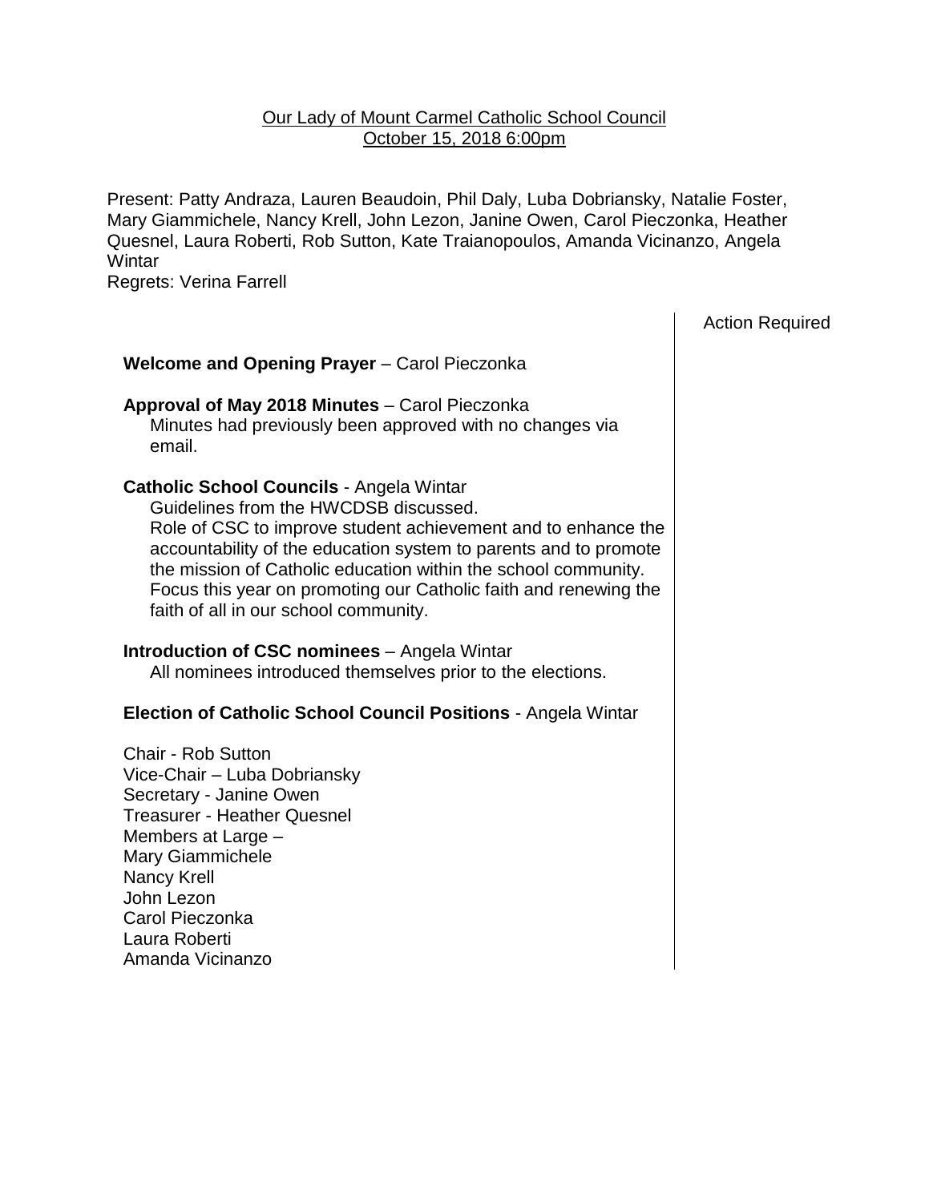Our Lady of Mount Carmel Catholic School Council
October 15, 2018 6:00pm

Present: Patty Andraza, Lauren Beaudoin, Phil Daly, Luba Dobriansky, Natalie Foster, Mary Giammichele, Nancy Krell, John Lezon, Janine Owen, Carol Pieczonka, Heather Quesnel, Laura Roberti, Rob Sutton, Kate Traianopoulos, Amanda Vicinanzo, Angela Wintar
Regrets: Verina Farrell

| | Action Required |
|---|---|
| **Welcome and Opening Prayer** – Carol Pieczonka | |
| **Approval of May 2018 Minutes** – Carol Pieczonka<br>Minutes had previously been approved with no changes via email. | |
| **Catholic School Councils** - Angela Wintar<br>Guidelines from the HWCDSB discussed.<br>Role of CSC to improve student achievement and to enhance the accountability of the education system to parents and to promote the mission of Catholic education within the school community.<br>Focus this year on promoting our Catholic faith and renewing the faith of all in our school community. | |
| **Introduction of CSC nominees** – Angela Wintar<br>All nominees introduced themselves prior to the elections. | |
| **Election of Catholic School Council Positions** - Angela Wintar<br><br>Chair - Rob Sutton<br>Vice-Chair – Luba Dobriansky<br>Secretary - Janine Owen<br>Treasurer - Heather Quesnel<br>Members at Large –<br>Mary Giammichele<br>Nancy Krell<br>John Lezon<br>Carol Pieczonka<br>Laura Roberti<br>Amanda Vicinanzo | |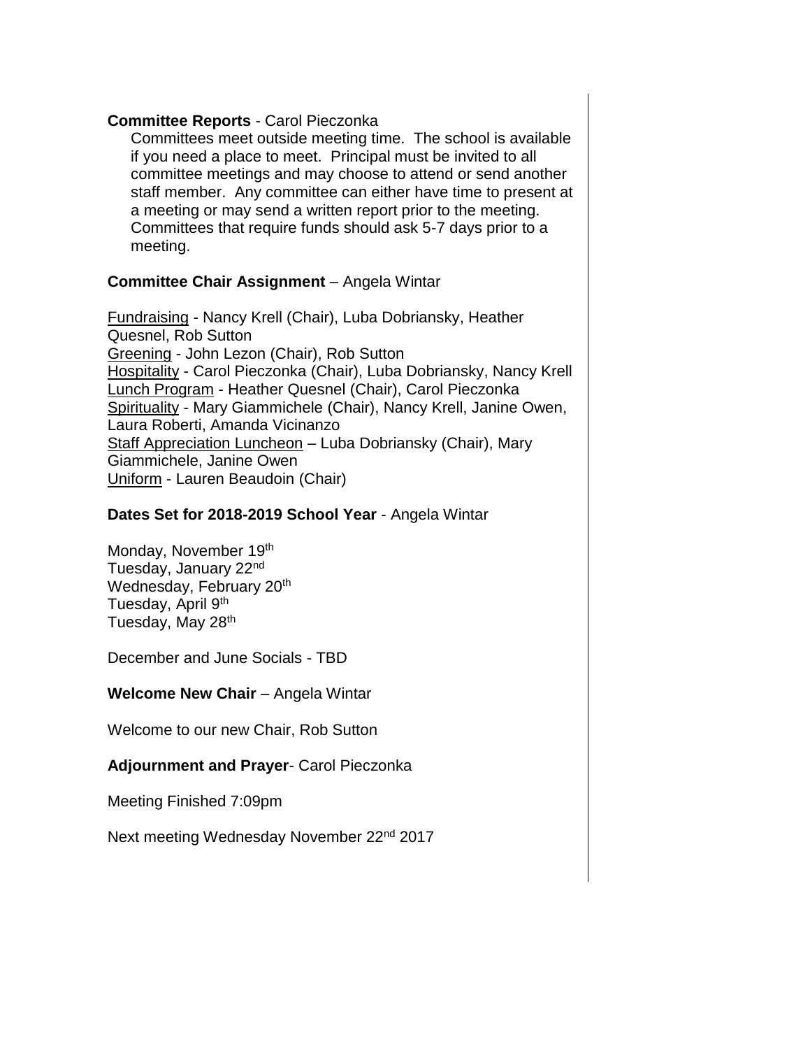**Committee Reports** - Carol Pieczonka

Committees meet outside meeting time. The school is available if you need a place to meet. Principal must be invited to all committee meetings and may choose to attend or send another staff member. Any committee can either have time to present at a meeting or may send a written report prior to the meeting. Committees that require funds should ask 5-7 days prior to a meeting.

**Committee Chair Assignment** – Angela Wintar

<u>Fundraising</u> - Nancy Krell (Chair), Luba Dobriansky, Heather Quesnel, Rob Sutton
<u>Greening</u> - John Lezon (Chair), Rob Sutton
<u>Hospitality</u> - Carol Pieczonka (Chair), Luba Dobriansky, Nancy Krell
<u>Lunch Program</u> - Heather Quesnel (Chair), Carol Pieczonka
<u>Spirituality</u> - Mary Giammichele (Chair), Nancy Krell, Janine Owen, Laura Roberti, Amanda Vicinanzo
<u>Staff Appreciation Luncheon</u> – Luba Dobriansky (Chair), Mary Giammichele, Janine Owen
<u>Uniform</u> - Lauren Beaudoin (Chair)

**Dates Set for 2018-2019 School Year** - Angela Wintar

Monday, November 19th
Tuesday, January 22nd
Wednesday, February 20th
Tuesday, April 9th
Tuesday, May 28th

December and June Socials - TBD

**Welcome New Chair** – Angela Wintar

Welcome to our new Chair, Rob Sutton

**Adjournment and Prayer**- Carol Pieczonka

Meeting Finished 7:09pm

Next meeting Wednesday November 22nd 2017